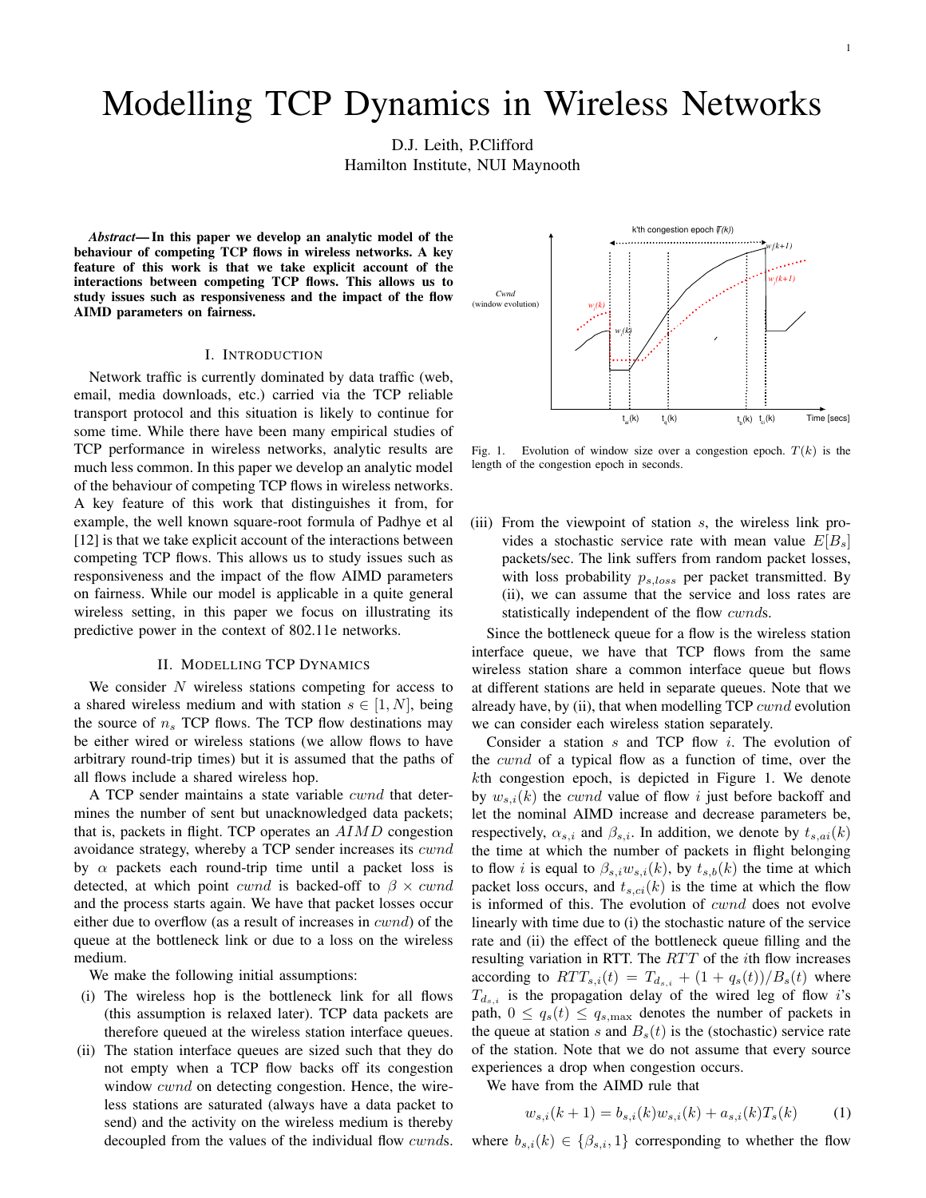# Modelling TCP Dynamics in Wireless Networks

D.J. Leith, P.Clifford
Hamilton Institute, NUI Maynooth

***Abstract*— In this paper we develop an analytic model of the behaviour of competing TCP flows in wireless networks. A key feature of this work is that we take explicit account of the interactions between competing TCP flows. This allows us to study issues such as responsiveness and the impact of the flow AIMD parameters on fairness.**

## I. Introduction

Network traffic is currently dominated by data traffic (web, email, media downloads, etc.) carried via the TCP reliable transport protocol and this situation is likely to continue for some time. While there have been many empirical studies of TCP performance in wireless networks, analytic results are much less common. In this paper we develop an analytic model of the behaviour of competing TCP flows in wireless networks. A key feature of this work that distinguishes it from, for example, the well known square-root formula of Padhye et al [12] is that we take explicit account of the interactions between competing TCP flows. This allows us to study issues such as responsiveness and the impact of the flow AIMD parameters on fairness. While our model is applicable in a quite general wireless setting, in this paper we focus on illustrating its predictive power in the context of 802.11e networks.

## II. Modelling TCP Dynamics

We consider $N$ wireless stations competing for access to a shared wireless medium and with station $s \in [1, N]$, being the source of $n_s$ TCP flows. The TCP flow destinations may be either wired or wireless stations (we allow flows to have arbitrary round-trip times) but it is assumed that the paths of all flows include a shared wireless hop.

A TCP sender maintains a state variable $cwnd$ that determines the number of sent but unacknowledged data packets; that is, packets in flight. TCP operates an $AIMD$ congestion avoidance strategy, whereby a TCP sender increases its $cwnd$ by $\alpha$ packets each round-trip time until a packet loss is detected, at which point $cwnd$ is backed-off to $\beta \times cwnd$ and the process starts again. We have that packet losses occur either due to overflow (as a result of increases in $cwnd$) of the queue at the bottleneck link or due to a loss on the wireless medium.

We make the following initial assumptions:

(i) The wireless hop is the bottleneck link for all flows (this assumption is relaxed later). TCP data packets are therefore queued at the wireless station interface queues.

(ii) The station interface queues are sized such that they do not empty when a TCP flow backs off its congestion window $cwnd$ on detecting congestion. Hence, the wireless stations are saturated (always have a data packet to send) and the activity on the wireless medium is thereby decoupled from the values of the individual flow $cwnd$s.

(iii) From the viewpoint of station $s$, the wireless link provides a stochastic service rate with mean value $E[B_s]$ packets/sec. The link suffers from random packet losses, with loss probability $p_{s,loss}$ per packet transmitted. By (ii), we can assume that the service and loss rates are statistically independent of the flow $cwnd$s.

Fig. 1. Evolution of window size over a congestion epoch. $T(k)$ is the length of the congestion epoch in seconds.

Since the bottleneck queue for a flow is the wireless station interface queue, we have that TCP flows from the same wireless station share a common interface queue but flows at different stations are held in separate queues. Note that we already have, by (ii), that when modelling TCP $cwnd$ evolution we can consider each wireless station separately.

Consider a station $s$ and TCP flow $i$. The evolution of the $cwnd$ of a typical flow as a function of time, over the $k$th congestion epoch, is depicted in Figure 1. We denote by $w_{s,i}(k)$ the $cwnd$ value of flow $i$ just before backoff and let the nominal AIMD increase and decrease parameters be, respectively, $\alpha_{s,i}$ and $\beta_{s,i}$. In addition, we denote by $t_{s,ai}(k)$ the time at which the number of packets in flight belonging to flow $i$ is equal to $\beta_{s,i}w_{s,i}(k)$, by $t_{s,b}(k)$ the time at which packet loss occurs, and $t_{s,ci}(k)$ is the time at which the flow is informed of this. The evolution of $cwnd$ does not evolve linearly with time due to (i) the stochastic nature of the service rate and (ii) the effect of the bottleneck queue filling and the resulting variation in RTT. The $RTT$ of the $i$th flow increases according to $RTT_{s,i}(t) = T_{d_{s,i}} + (1 + q_s(t))/B_s(t)$ where $T_{d_{s,i}}$ is the propagation delay of the wired leg of flow $i$'s path, $0 \leq q_s(t) \leq q_{s,\max}$ denotes the number of packets in the queue at station $s$ and $B_s(t)$ is the (stochastic) service rate of the station. Note that we do not assume that every source experiences a drop when congestion occurs.

We have from the AIMD rule that

$$w_{s,i}(k+1) = b_{s,i}(k)w_{s,i}(k) + a_{s,i}(k)T_s(k) \tag{1}$$

where $b_{s,i}(k) \in \{\beta_{s,i}, 1\}$ corresponding to whether the flow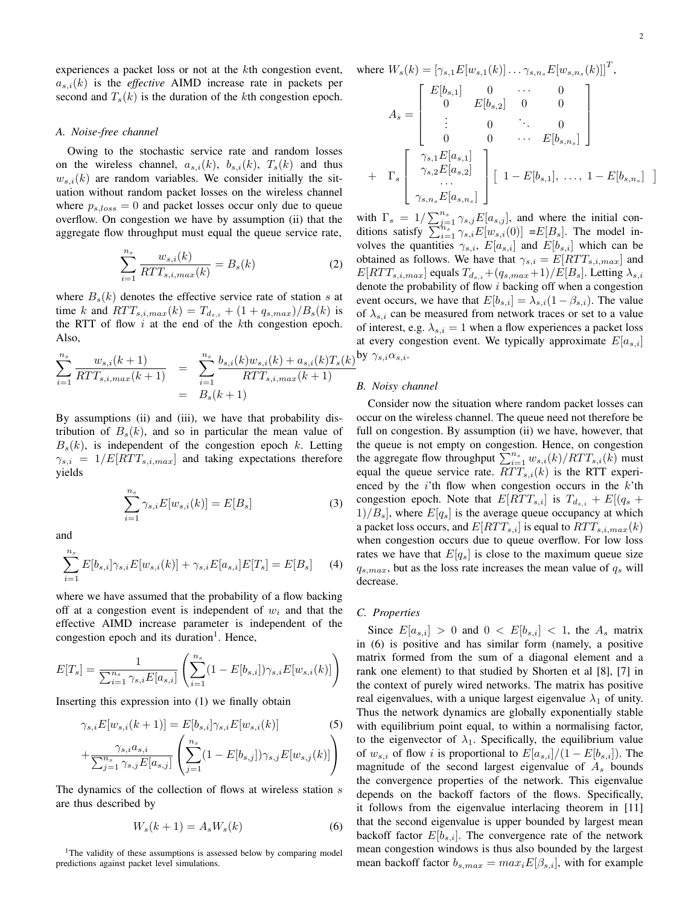experiences a packet loss or not at the $k$th congestion event, $a_{s,i}(k)$ is the *effective* AIMD increase rate in packets per second and $T_s(k)$ is the duration of the $k$th congestion epoch.

### A. Noise-free channel

Owing to the stochastic service rate and random losses on the wireless channel, $a_{s,i}(k)$, $b_{s,i}(k)$, $T_s(k)$ and thus $w_{s,i}(k)$ are random variables. We consider initially the situation without random packet losses on the wireless channel where $p_{s,loss} = 0$ and packet losses occur only due to queue overflow. On congestion we have by assumption (ii) that the aggregate flow throughput must equal the queue service rate,

$$\sum_{i=1}^{n_s} \frac{w_{s,i}(k)}{RTT_{s,i,max}(k)} = B_s(k) \tag{2}$$

where $B_s(k)$ denotes the effective service rate of station $s$ at time $k$ and $RTT_{s,i,max}(k) = T_{d_s,i} + (1 + q_{s,max})/B_s(k)$ is the RTT of flow $i$ at the end of the $k$th congestion epoch. Also,

$$\begin{aligned}\sum_{i=1}^{n_s} \frac{w_{s,i}(k+1)}{RTT_{s,i,max}(k+1)} &= \sum_{i=1}^{n_s} \frac{b_{s,i}(k)w_{s,i}(k) + a_{s,i}(k)T_s(k)}{RTT_{s,i,max}(k+1)} \\ &= B_s(k+1)\end{aligned}$$

By assumptions (ii) and (iii), we have that probability distribution of $B_s(k)$, and so in particular the mean value of $B_s(k)$, is independent of the congestion epoch $k$. Letting $\gamma_{s,i} = 1/E[RTT_{s,i,max}]$ and taking expectations therefore yields

$$\sum_{i=1}^{n_s} \gamma_{s,i} E[w_{s,i}(k)] = E[B_s] \tag{3}$$

and

$$\sum_{i=1}^{n_s} E[b_{s,i}]\gamma_{s,i}E[w_{s,i}(k)] + \gamma_{s,i}E[a_{s,i}]E[T_s] = E[B_s] \tag{4}$$

where we have assumed that the probability of a flow backing off at a congestion event is independent of $w_i$ and that the effective AIMD increase parameter is independent of the congestion epoch and its duration[1]. Hence,

$$E[T_s] = \frac{1}{\sum_{i=1}^{n_s} \gamma_{s,i}E[a_{s,i}]} \left( \sum_{i=1}^{n_s} (1 - E[b_{s,i}])\gamma_{s,i}E[w_{s,i}(k)] \right)$$

Inserting this expression into (1) we finally obtain

$$\begin{aligned}\gamma_{s,i}E[w_{s,i}(k+1)] &= E[b_{s,i}]\gamma_{s,i}E[w_{s,i}(k)] \qquad (5)\\ &+ \frac{\gamma_{s,i}a_{s,i}}{\sum_{j=1}^{n_s} \gamma_{s,j}E[a_{s,j}]} \left( \sum_{j=1}^{n_s} (1 - E[b_{s,j}])\gamma_{s,j}E[w_{s,j}(k)] \right)\end{aligned}$$

The dynamics of the collection of flows at wireless station $s$ are thus described by

$$W_s(k+1) = A_s W_s(k) \tag{6}$$

[1] The validity of these assumptions is assessed below by comparing model predictions against packet level simulations.

where $W_s(k) = [\gamma_{s,1}E[w_{s,1}(k)] \ldots \gamma_{s,n_s}E[w_{s,n_s}(k)]]^T$,

$$A_s = \begin{bmatrix} E[b_{s,1}] & 0 & \cdots & 0 \\ 0 & E[b_{s,2}] & 0 & 0 \\ \vdots & 0 & \ddots & 0 \\ 0 & 0 & \cdots & E[b_{s,n_s}] \end{bmatrix} + \Gamma_s \begin{bmatrix} \gamma_{s,1}E[a_{s,1}] \\ \gamma_{s,2}E[a_{s,2}] \\ \cdots \\ \gamma_{s,n_s}E[a_{s,n_s}] \end{bmatrix} \begin{bmatrix} 1 - E[b_{s,1}], & \ldots, & 1 - E[b_{s,n_s}] \end{bmatrix}$$

with $\Gamma_s = 1/\sum_{j=1}^{n_s} \gamma_{s,j}E[a_{s,j}]$, and where the initial conditions satisfy $\sum_{i=1}^{n_s} \gamma_{s,i}E[w_{s,i}(0)] = E[B_s]$. The model involves the quantities $\gamma_{s,i}$, $E[a_{s,i}]$ and $E[b_{s,i}]$ which can be obtained as follows. We have that $\gamma_{s,i} = E[RTT_{s,i,max}]$ and $E[RTT_{s,i,max}]$ equals $T_{d_s,i} + (q_{s,max}+1)/E[B_s]$. Letting $\lambda_{s,i}$ denote the probability of flow $i$ backing off when a congestion event occurs, we have that $E[b_{s,i}] = \lambda_{s,i}(1 - \beta_{s,i})$. The value of $\lambda_{s,i}$ can be measured from network traces or set to a value of interest, e.g. $\lambda_{s,i} = 1$ when a flow experiences a packet loss at every congestion event. We typically approximate $E[a_{s,i}]$ by $\gamma_{s,i}\alpha_{s,i}$.

### B. Noisy channel

Consider now the situation where random packet losses can occur on the wireless channel. The queue need not therefore be full on congestion. By assumption (ii) we have, however, that the queue is not empty on congestion. Hence, on congestion the aggregate flow throughput $\sum_{i=1}^{n_s} w_{s,i}(k)/RTT_{s,i}(k)$ must equal the queue service rate. $RTT_{s,i}(k)$ is the RTT experienced by the $i$'th flow when congestion occurs in the $k$'th congestion epoch. Note that $E[RTT_{s,i}]$ is $T_{d_s,i} + E[(q_s + 1)/B_s]$, where $E[q_s]$ is the average queue occupancy at which a packet loss occurs, and $E[RTT_{s,i}]$ is equal to $RTT_{s,i,max}(k)$ when congestion occurs due to queue overflow. For low loss rates we have that $E[q_s]$ is close to the maximum queue size $q_{s,max}$, but as the loss rate increases the mean value of $q_s$ will decrease.

### C. Properties

Since $E[a_{s,i}] > 0$ and $0 < E[b_{s,i}] < 1$, the $A_s$ matrix in (6) is positive and has similar form (namely, a positive matrix formed from the sum of a diagonal element and a rank one element) to that studied by Shorten et al [8], [7] in the context of purely wired networks. The matrix has positive real eigenvalues, with a unique largest eigenvalue $\lambda_1$ of unity. Thus the network dynamics are globally exponentially stable with equilibrium point equal, to within a normalising factor, to the eigenvector of $\lambda_1$. Specifically, the equilibrium value of $w_{s,i}$ of flow $i$ is proportional to $E[a_{s,i}]/(1 - E[b_{s,i}])$. The magnitude of the second largest eigenvalue of $A_s$ bounds the convergence properties of the network. This eigenvalue depends on the backoff factors of the flows. Specifically, it follows from the eigenvalue interlacing theorem in [11] that the second eigenvalue is upper bounded by largest mean backoff factor $E[b_{s,i}]$. The convergence rate of the network mean congestion windows is thus also bounded by the largest mean backoff factor $b_{s,max} = max_i E[\beta_{s,i}]$, with for example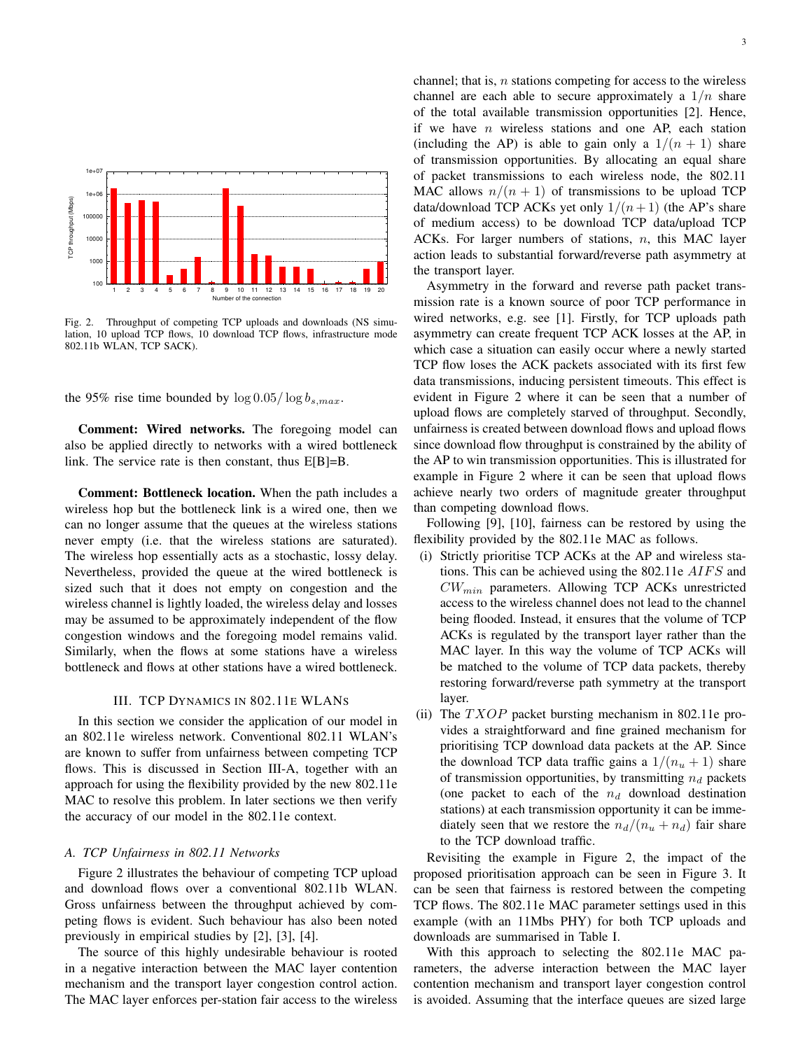Fig. 2. Throughput of competing TCP uploads and downloads (NS simulation, 10 upload TCP flows, 10 download TCP flows, infrastructure mode 802.11b WLAN, TCP SACK).

the 95% rise time bounded by $\log 0.05/\log b_{s,max}$.

**Comment: Wired networks.** The foregoing model can also be applied directly to networks with a wired bottleneck link. The service rate is then constant, thus E[B]=B.

**Comment: Bottleneck location.** When the path includes a wireless hop but the bottleneck link is a wired one, then we can no longer assume that the queues at the wireless stations never empty (i.e. that the wireless stations are saturated). The wireless hop essentially acts as a stochastic, lossy delay. Nevertheless, provided the queue at the wired bottleneck is sized such that it does not empty on congestion and the wireless channel is lightly loaded, the wireless delay and losses may be assumed to be approximately independent of the flow congestion windows and the foregoing model remains valid. Similarly, when the flows at some stations have a wireless bottleneck and flows at other stations have a wired bottleneck.

## III. TCP Dynamics in 802.11e WLANs

In this section we consider the application of our model in an 802.11e wireless network. Conventional 802.11 WLAN's are known to suffer from unfairness between competing TCP flows. This is discussed in Section III-A, together with an approach for using the flexibility provided by the new 802.11e MAC to resolve this problem. In later sections we then verify the accuracy of our model in the 802.11e context.

### A. TCP Unfairness in 802.11 Networks

Figure 2 illustrates the behaviour of competing TCP upload and download flows over a conventional 802.11b WLAN. Gross unfairness between the throughput achieved by competing flows is evident. Such behaviour has also been noted previously in empirical studies by [2], [3], [4].

The source of this highly undesirable behaviour is rooted in a negative interaction between the MAC layer contention mechanism and the transport layer congestion control action. The MAC layer enforces per-station fair access to the wireless channel; that is, $n$ stations competing for access to the wireless channel are each able to secure approximately a $1/n$ share of the total available transmission opportunities [2]. Hence, if we have $n$ wireless stations and one AP, each station (including the AP) is able to gain only a $1/(n+1)$ share of transmission opportunities. By allocating an equal share of packet transmissions to each wireless node, the 802.11 MAC allows $n/(n+1)$ of transmissions to be upload TCP data/download TCP ACKs yet only $1/(n+1)$ (the AP's share of medium access) to be download TCP data/upload TCP ACKs. For larger numbers of stations, $n$, this MAC layer action leads to substantial forward/reverse path asymmetry at the transport layer.

Asymmetry in the forward and reverse path packet transmission rate is a known source of poor TCP performance in wired networks, e.g. see [1]. Firstly, for TCP uploads path asymmetry can create frequent TCP ACK losses at the AP, in which case a situation can easily occur where a newly started TCP flow loses the ACK packets associated with its first few data transmissions, inducing persistent timeouts. This effect is evident in Figure 2 where it can be seen that a number of upload flows are completely starved of throughput. Secondly, unfairness is created between download flows and upload flows since download flow throughput is constrained by the ability of the AP to win transmission opportunities. This is illustrated for example in Figure 2 where it can be seen that upload flows achieve nearly two orders of magnitude greater throughput than competing download flows.

Following [9], [10], fairness can be restored by using the flexibility provided by the 802.11e MAC as follows.

(i) Strictly prioritise TCP ACKs at the AP and wireless stations. This can be achieved using the 802.11e $AIFS$ and $CW_{min}$ parameters. Allowing TCP ACKs unrestricted access to the wireless channel does not lead to the channel being flooded. Instead, it ensures that the volume of TCP ACKs is regulated by the transport layer rather than the MAC layer. In this way the volume of TCP ACKs will be matched to the volume of TCP data packets, thereby restoring forward/reverse path symmetry at the transport layer.

(ii) The $TXOP$ packet bursting mechanism in 802.11e provides a straightforward and fine grained mechanism for prioritising TCP download data packets at the AP. Since the download TCP data traffic gains a $1/(n_u+1)$ share of transmission opportunities, by transmitting $n_d$ packets (one packet to each of the $n_d$ download destination stations) at each transmission opportunity it can be immediately seen that we restore the $n_d/(n_u+n_d)$ fair share to the TCP download traffic.

Revisiting the example in Figure 2, the impact of the proposed prioritisation approach can be seen in Figure 3. It can be seen that fairness is restored between the competing TCP flows. The 802.11e MAC parameter settings used in this example (with an 11Mbs PHY) for both TCP uploads and downloads are summarised in Table I.

With this approach to selecting the 802.11e MAC parameters, the adverse interaction between the MAC layer contention mechanism and transport layer congestion control is avoided. Assuming that the interface queues are sized large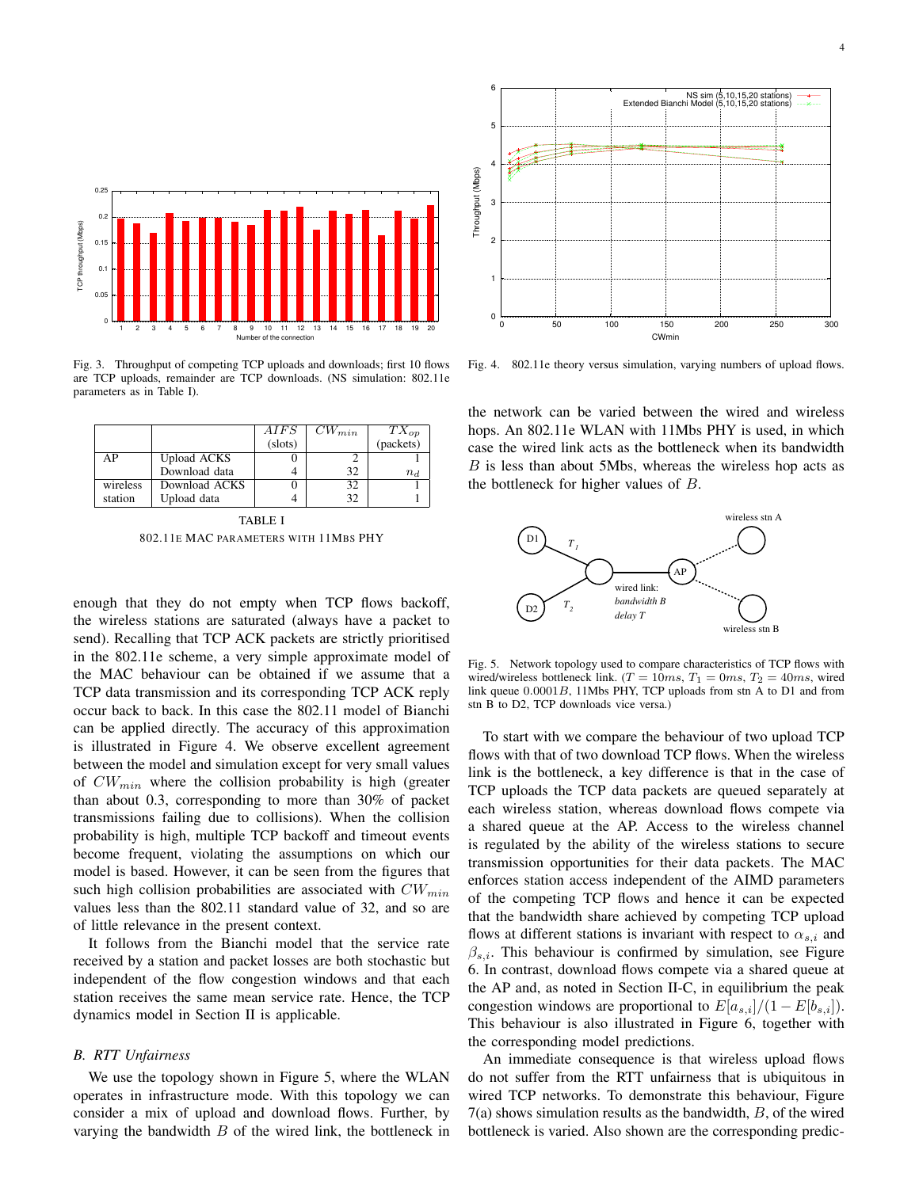Fig. 3. Throughput of competing TCP uploads and downloads; first 10 flows are TCP uploads, remainder are TCP downloads. (NS simulation: 802.11e parameters as in Table I).

Fig. 4. 802.11e theory versus simulation, varying numbers of upload flows.

| | | $AIFS$ (slots) | $CW_{min}$ | $TX_{op}$ (packets) |
|---|---|---|---|---|
| AP | Upload ACKS | 0 | 2 | 1 |
| | Download data | 4 | 32 | $n_d$ |
| wireless station | Download ACKS | 0 | 32 | 1 |
| | Upload data | 4 | 32 | 1 |

TABLE I
802.11E MAC PARAMETERS WITH 11MBS PHY

enough that they do not empty when TCP flows backoff, the wireless stations are saturated (always have a packet to send). Recalling that TCP ACK packets are strictly prioritised in the 802.11e scheme, a very simple approximate model of the MAC behaviour can be obtained if we assume that a TCP data transmission and its corresponding TCP ACK reply occur back to back. In this case the 802.11 model of Bianchi can be applied directly. The accuracy of this approximation is illustrated in Figure 4. We observe excellent agreement between the model and simulation except for very small values of $CW_{min}$ where the collision probability is high (greater than about 0.3, corresponding to more than 30% of packet transmissions failing due to collisions). When the collision probability is high, multiple TCP backoff and timeout events become frequent, violating the assumptions on which our model is based. However, it can be seen from the figures that such high collision probabilities are associated with $CW_{min}$ values less than the 802.11 standard value of 32, and so are of little relevance in the present context.

It follows from the Bianchi model that the service rate received by a station and packet losses are both stochastic but independent of the flow congestion windows and that each station receives the same mean service rate. Hence, the TCP dynamics model in Section II is applicable.

### *B. RTT Unfairness*

We use the topology shown in Figure 5, where the WLAN operates in infrastructure mode. With this topology we can consider a mix of upload and download flows. Further, by varying the bandwidth $B$ of the wired link, the bottleneck in the network can be varied between the wired and wireless hops. An 802.11e WLAN with 11Mbs PHY is used, in which case the wired link acts as the bottleneck when its bandwidth $B$ is less than about 5Mbs, whereas the wireless hop acts as the bottleneck for higher values of $B$.

Fig. 5. Network topology used to compare characteristics of TCP flows with wired/wireless bottleneck link. ($T = 10ms$, $T_1 = 0ms$, $T_2 = 40ms$, wired link queue $0.0001B$, 11Mbs PHY, TCP uploads from stn A to D1 and from stn B to D2, TCP downloads vice versa.)

To start with we compare the behaviour of two upload TCP flows with that of two download TCP flows. When the wireless link is the bottleneck, a key difference is that in the case of TCP uploads the TCP data packets are queued separately at each wireless station, whereas download flows compete via a shared queue at the AP. Access to the wireless channel is regulated by the ability of the wireless stations to secure transmission opportunities for their data packets. The MAC enforces station access independent of the AIMD parameters of the competing TCP flows and hence it can be expected that the bandwidth share achieved by competing TCP upload flows at different stations is invariant with respect to $\alpha_{s,i}$ and $\beta_{s,i}$. This behaviour is confirmed by simulation, see Figure 6. In contrast, download flows compete via a shared queue at the AP and, as noted in Section II-C, in equilibrium the peak congestion windows are proportional to $E[a_{s,i}]/(1-E[b_{s,i}])$. This behaviour is also illustrated in Figure 6, together with the corresponding model predictions.

An immediate consequence is that wireless upload flows do not suffer from the RTT unfairness that is ubiquitous in wired TCP networks. To demonstrate this behaviour, Figure 7(a) shows simulation results as the bandwidth, $B$, of the wired bottleneck is varied. Also shown are the corresponding predic-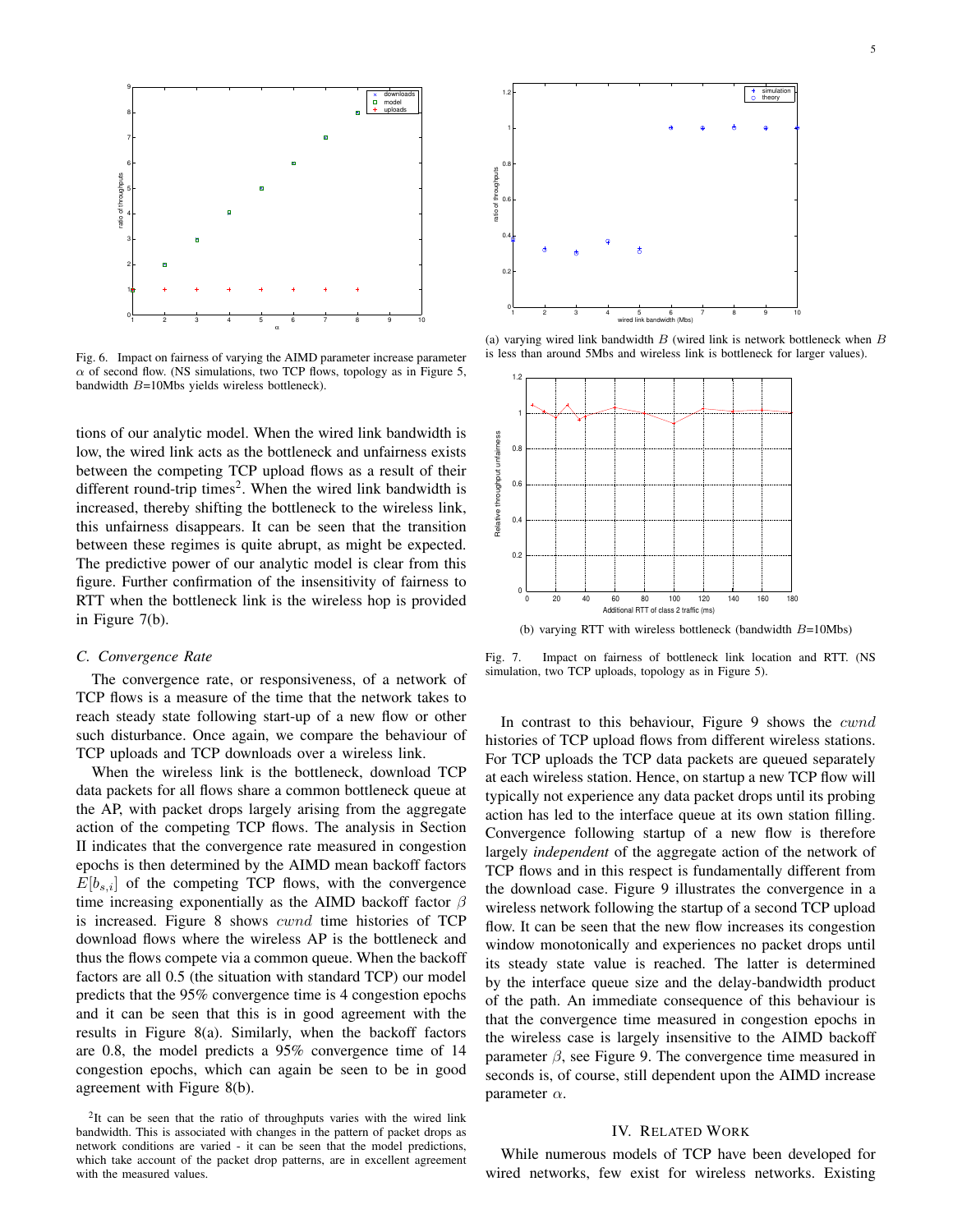Fig. 6. Impact on fairness of varying the AIMD parameter increase parameter $\alpha$ of second flow. (NS simulations, two TCP flows, topology as in Figure 5, bandwidth $B$=10Mbs yields wireless bottleneck).

tions of our analytic model. When the wired link bandwidth is low, the wired link acts as the bottleneck and unfairness exists between the competing TCP upload flows as a result of their different round-trip times[2]. When the wired link bandwidth is increased, thereby shifting the bottleneck to the wireless link, this unfairness disappears. It can be seen that the transition between these regimes is quite abrupt, as might be expected. The predictive power of our analytic model is clear from this figure. Further confirmation of the insensitivity of fairness to RTT when the bottleneck link is the wireless hop is provided in Figure 7(b).

### C. Convergence Rate

The convergence rate, or responsiveness, of a network of TCP flows is a measure of the time that the network takes to reach steady state following start-up of a new flow or other such disturbance. Once again, we compare the behaviour of TCP uploads and TCP downloads over a wireless link.

When the wireless link is the bottleneck, download TCP data packets for all flows share a common bottleneck queue at the AP, with packet drops largely arising from the aggregate action of the competing TCP flows. The analysis in Section II indicates that the convergence rate measured in congestion epochs is then determined by the AIMD mean backoff factors $E[b_{s,i}]$ of the competing TCP flows, with the convergence time increasing exponentially as the AIMD backoff factor $\beta$ is increased. Figure 8 shows $cwnd$ time histories of TCP download flows where the wireless AP is the bottleneck and thus the flows compete via a common queue. When the backoff factors are all 0.5 (the situation with standard TCP) our model predicts that the 95% convergence time is 4 congestion epochs and it can be seen that this is in good agreement with the results in Figure 8(a). Similarly, when the backoff factors are 0.8, the model predicts a 95% convergence time of 14 congestion epochs, which can again be seen to be in good agreement with Figure 8(b).

[2]It can be seen that the ratio of throughputs varies with the wired link bandwidth. This is associated with changes in the pattern of packet drops as network conditions are varied - it can be seen that the model predictions, which take account of the packet drop patterns, are in excellent agreement with the measured values.

(a) varying wired link bandwidth $B$ (wired link is network bottleneck when $B$ is less than around 5Mbs and wireless link is bottleneck for larger values).

(b) varying RTT with wireless bottleneck (bandwidth $B$=10Mbs)

Fig. 7. Impact on fairness of bottleneck link location and RTT. (NS simulation, two TCP uploads, topology as in Figure 5).

In contrast to this behaviour, Figure 9 shows the $cwnd$ histories of TCP upload flows from different wireless stations. For TCP uploads the TCP data packets are queued separately at each wireless station. Hence, on startup a new TCP flow will typically not experience any data packet drops until its probing action has led to the interface queue at its own station filling. Convergence following startup of a new flow is therefore largely *independent* of the aggregate action of the network of TCP flows and in this respect is fundamentally different from the download case. Figure 9 illustrates the convergence in a wireless network following the startup of a second TCP upload flow. It can be seen that the new flow increases its congestion window monotonically and experiences no packet drops until its steady state value is reached. The latter is determined by the interface queue size and the delay-bandwidth product of the path. An immediate consequence of this behaviour is that the convergence time measured in congestion epochs in the wireless case is largely insensitive to the AIMD backoff parameter $\beta$, see Figure 9. The convergence time measured in seconds is, of course, still dependent upon the AIMD increase parameter $\alpha$.

## IV. Related Work

While numerous models of TCP have been developed for wired networks, few exist for wireless networks. Existing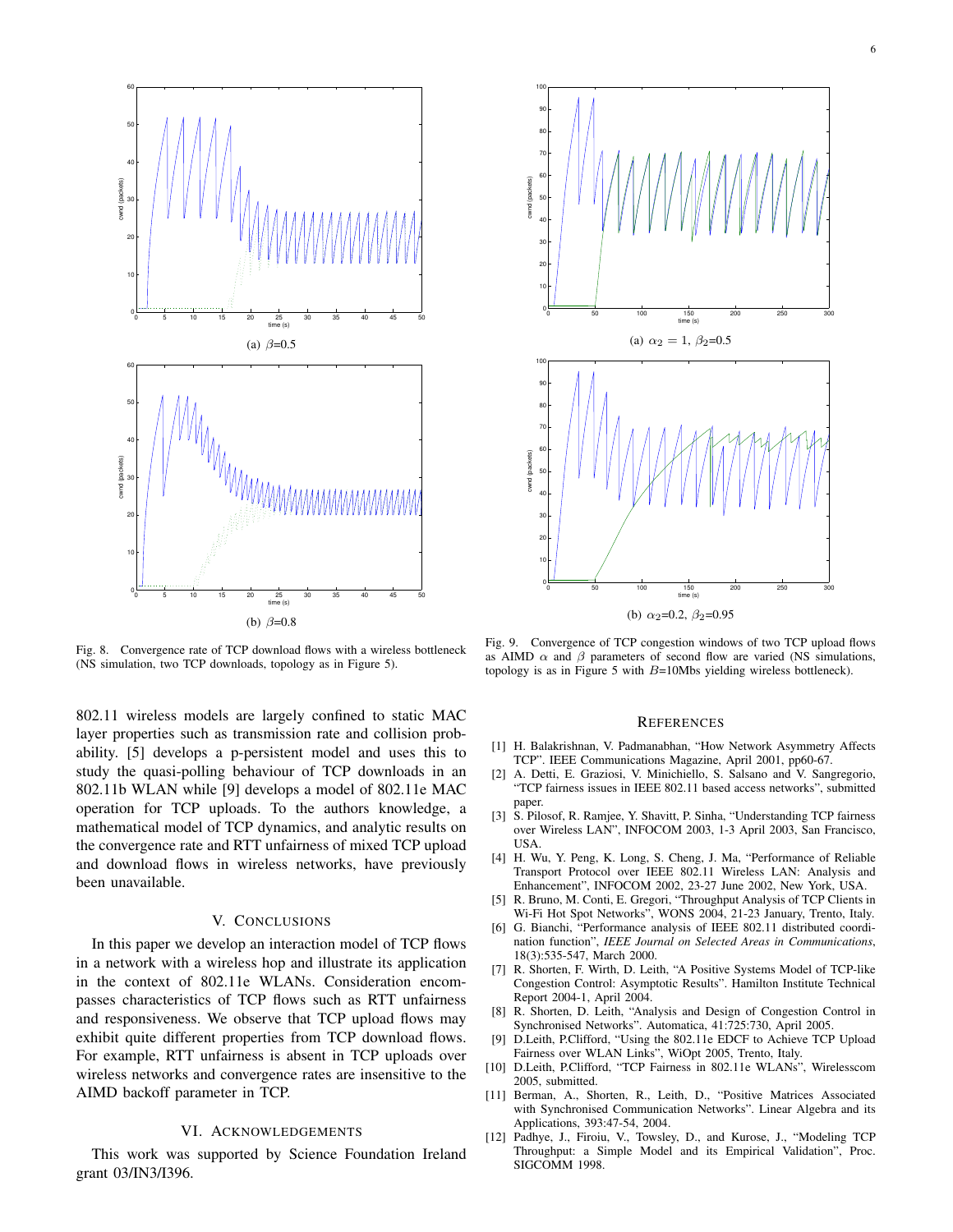0
5
10
15
20
25
30
35
40
45
50
0
10
20
30
40
50
60
time (s)
cwnd (packets)

(a) $\beta$=0.5

0
5
10
15
20
25
30
35
40
45
50
0
10
20
30
40
50
60
time (s)
cwnd (packets)

(b) $\beta$=0.8

Fig. 8. Convergence rate of TCP download flows with a wireless bottleneck (NS simulation, two TCP downloads, topology as in Figure 5).

0
50
100
150
200
250
300
0
10
20
30
40
50
60
70
80
90
100
time (s)
cwnd (packets)

(a) $\alpha_2 = 1$, $\beta_2$=0.5

0
50
100
150
200
250
300
0
10
20
30
40
50
60
70
80
90
100
time (s)
cwnd (packets)

(b) $\alpha_2$=0.2, $\beta_2$=0.95

Fig. 9. Convergence of TCP congestion windows of two TCP upload flows as AIMD $\alpha$ and $\beta$ parameters of second flow are varied (NS simulations, topology is as in Figure 5 with $B$=10Mbs yielding wireless bottleneck).

802.11 wireless models are largely confined to static MAC layer properties such as transmission rate and collision probability. [5] develops a p-persistent model and uses this to study the quasi-polling behaviour of TCP downloads in an 802.11b WLAN while [9] develops a model of 802.11e MAC operation for TCP uploads. To the authors knowledge, a mathematical model of TCP dynamics, and analytic results on the convergence rate and RTT unfairness of mixed TCP upload and download flows in wireless networks, have previously been unavailable.

## V. Conclusions

In this paper we develop an interaction model of TCP flows in a network with a wireless hop and illustrate its application in the context of 802.11e WLANs. Consideration encompasses characteristics of TCP flows such as RTT unfairness and responsiveness. We observe that TCP upload flows may exhibit quite different properties from TCP download flows. For example, RTT unfairness is absent in TCP uploads over wireless networks and convergence rates are insensitive to the AIMD backoff parameter in TCP.

## VI. Acknowledgements

This work was supported by Science Foundation Ireland grant 03/IN3/I396.

## References

[1] H. Balakrishnan, V. Padmanabhan, "How Network Asymmetry Affects TCP". IEEE Communications Magazine, April 2001, pp60-67.

[2] A. Detti, E. Graziosi, V. Minichiello, S. Salsano and V. Sangregorio, "TCP fairness issues in IEEE 802.11 based access networks", submitted paper.

[3] S. Pilosof, R. Ramjee, Y. Shavitt, P. Sinha, "Understanding TCP fairness over Wireless LAN", INFOCOM 2003, 1-3 April 2003, San Francisco, USA.

[4] H. Wu, Y. Peng, K. Long, S. Cheng, J. Ma, "Performance of Reliable Transport Protocol over IEEE 802.11 Wireless LAN: Analysis and Enhancement", INFOCOM 2002, 23-27 June 2002, New York, USA.

[5] R. Bruno, M. Conti, E. Gregori, "Throughput Analysis of TCP Clients in Wi-Fi Hot Spot Networks", WONS 2004, 21-23 January, Trento, Italy.

[6] G. Bianchi, "Performance analysis of IEEE 802.11 distributed coordination function", *IEEE Journal on Selected Areas in Communications*, 18(3):535-547, March 2000.

[7] R. Shorten, F. Wirth, D. Leith, "A Positive Systems Model of TCP-like Congestion Control: Asymptotic Results". Hamilton Institute Technical Report 2004-1, April 2004.

[8] R. Shorten, D. Leith, "Analysis and Design of Congestion Control in Synchronised Networks". Automatica, 41:725:730, April 2005.

[9] D.Leith, P.Clifford, "Using the 802.11e EDCF to Achieve TCP Upload Fairness over WLAN Links", WiOpt 2005, Trento, Italy.

[10] D.Leith, P.Clifford, "TCP Fairness in 802.11e WLANs", Wirelesscom 2005, submitted.

[11] Berman, A., Shorten, R., Leith, D., "Positive Matrices Associated with Synchronised Communication Networks". Linear Algebra and its Applications, 393:47-54, 2004.

[12] Padhye, J., Firoiu, V., Towsley, D., and Kurose, J., "Modeling TCP Throughput: a Simple Model and its Empirical Validation", Proc. SIGCOMM 1998.